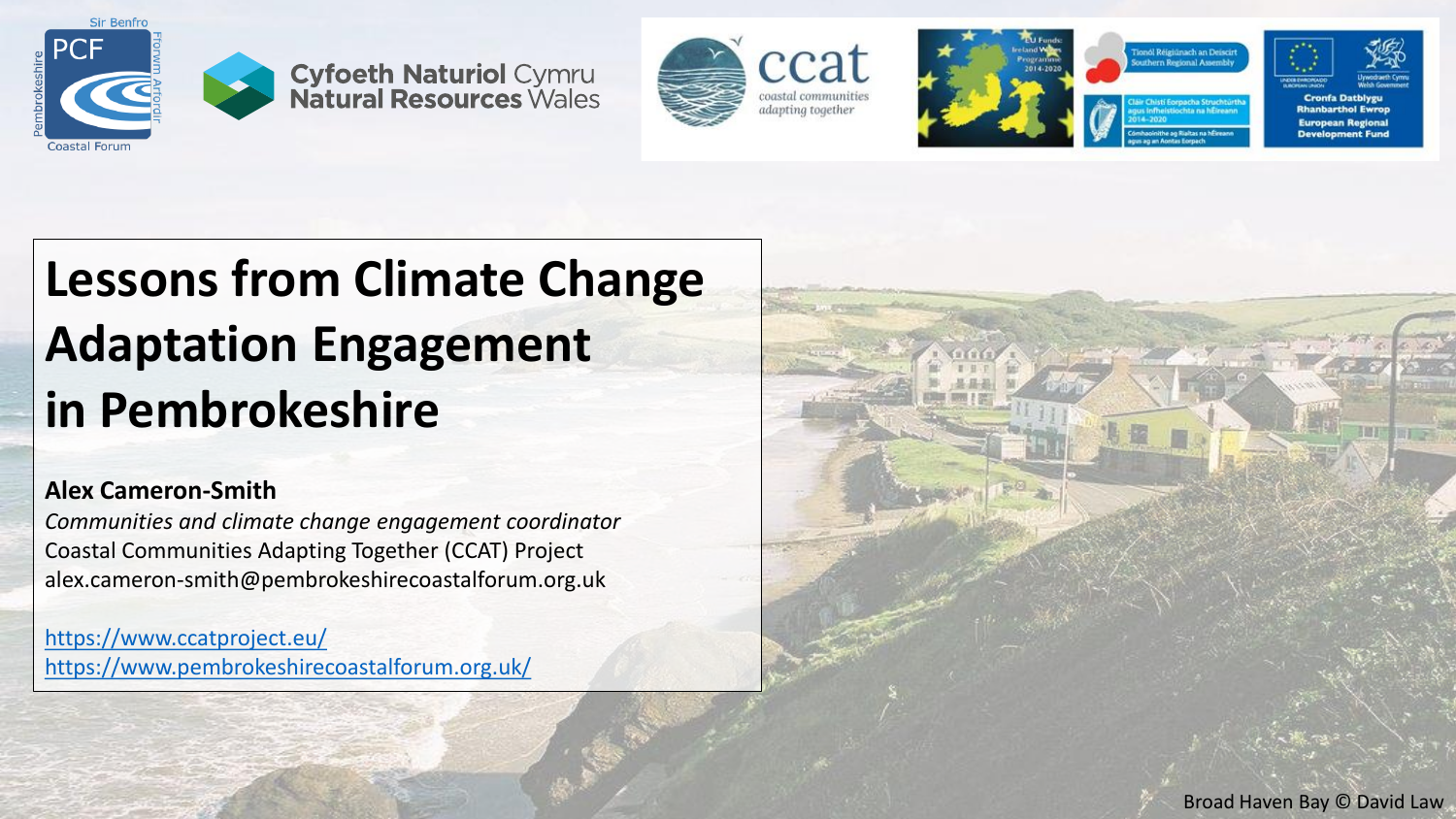# Lessons from Climate Change Adaptation Engagement in Pembrokeshire

**Alex Cameron-Smith**

*Communities and climate change engagement coordinator*

Coastal Communities Adapting Together (CCAT) Project

alex.cameron-smith@pembrokeshirecoastalforum.org.uk

https://www.ccatproject.eu/

https://www.pembrokeshirecoastalforum.org.uk/

Broad Haven Bay © David Law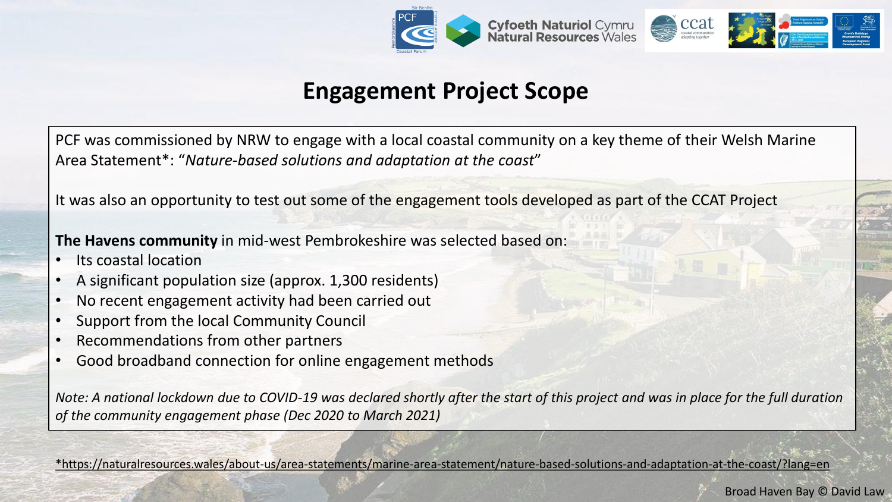# Engagement Project Scope

PCF was commissioned by NRW to engage with a local coastal community on a key theme of their Welsh Marine Area Statement*: "*Nature-based solutions and adaptation at the coast*"

It was also an opportunity to test out some of the engagement tools developed as part of the CCAT Project

**The Havens community** in mid-west Pembrokeshire was selected based on:

- Its coastal location
- A significant population size (approx. 1,300 residents)
- No recent engagement activity had been carried out
- Support from the local Community Council
- Recommendations from other partners
- Good broadband connection for online engagement methods

*Note: A national lockdown due to COVID-19 was declared shortly after the start of this project and was in place for the full duration of the community engagement phase (Dec 2020 to March 2021)*

*https://naturalresources.wales/about-us/area-statements/marine-area-statement/nature-based-solutions-and-adaptation-at-the-coast/?lang=en

Broad Haven Bay © David Law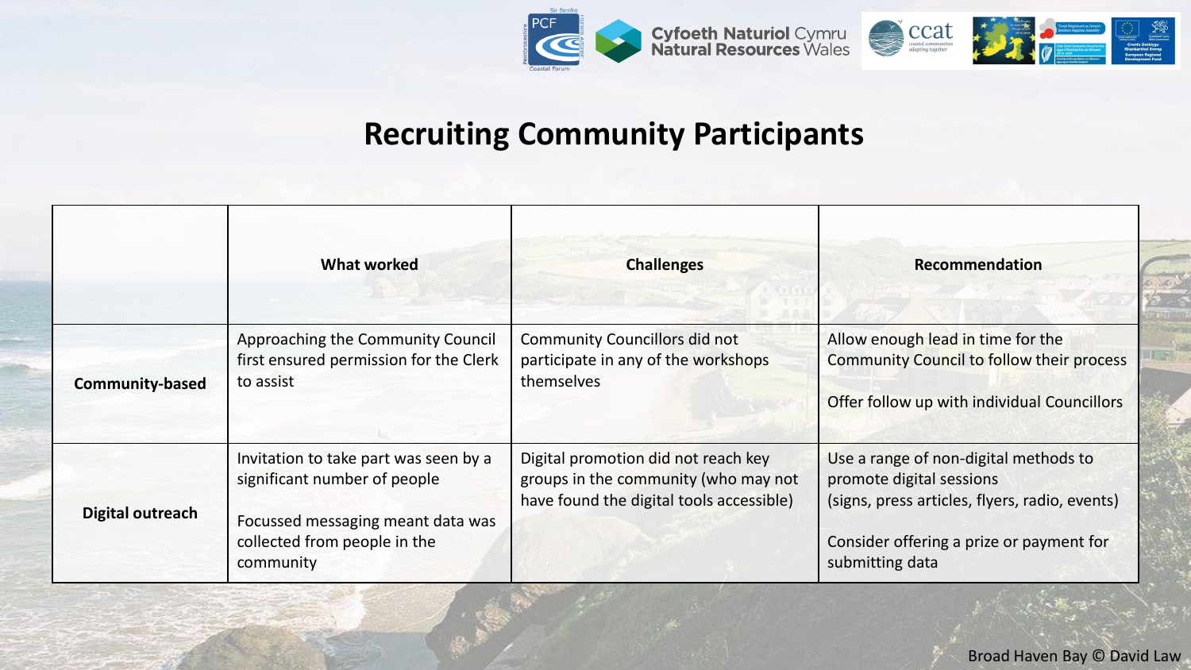# Recruiting Community Participants

| | What worked | Challenges | Recommendation |
|---|---|---|---|
| **Community-based** | Approaching the Community Council first ensured permission for the Clerk to assist | Community Councillors did not participate in any of the workshops themselves | Allow enough lead in time for the Community Council to follow their process<br><br>Offer follow up with individual Councillors |
| **Digital outreach** | Invitation to take part was seen by a significant number of people<br><br>Focussed messaging meant data was collected from people in the community | Digital promotion did not reach key groups in the community (who may not have found the digital tools accessible) | Use a range of non-digital methods to promote digital sessions (signs, press articles, flyers, radio, events)<br><br>Consider offering a prize or payment for submitting data |

Broad Haven Bay © David Law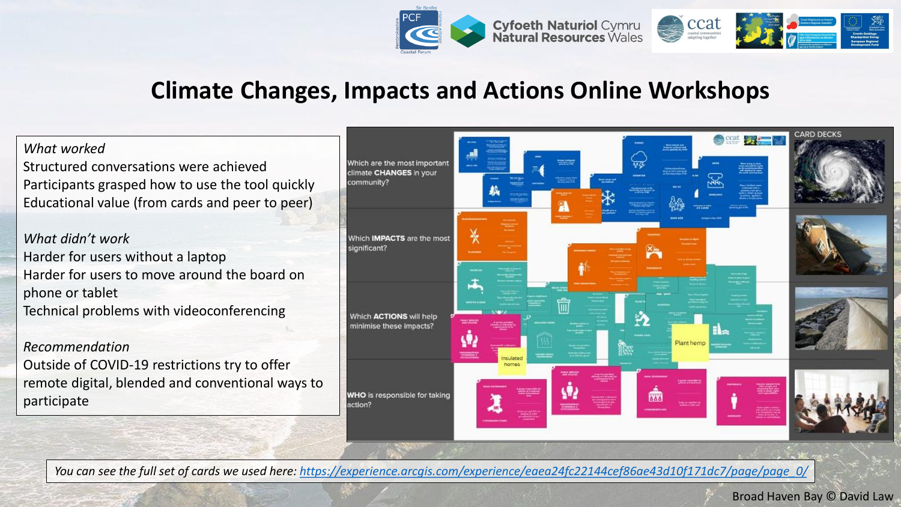# Climate Changes, Impacts and Actions Online Workshops

*What worked*

Structured conversations were achieved

Participants grasped how to use the tool quickly

Educational value (from cards and peer to peer)

*What didn't work*

Harder for users without a laptop

Harder for users to move around the board on phone or tablet

Technical problems with videoconferencing

*Recommendation*

Outside of COVID-19 restrictions try to offer remote digital, blended and conventional ways to participate

Which are the most important climate **CHANGES** in your community?

Which **IMPACTS** are the most significant?

Which **ACTIONS** will help minimise these impacts?

**WHO** is responsible for taking action?

CARD DECKS

Plant hemp

Insulated homes

*You can see the full set of cards we used here: https://experience.arcgis.com/experience/eaea24fc22144cef86ae43d10f171dc7/page/page_0/*

Broad Haven Bay © David Law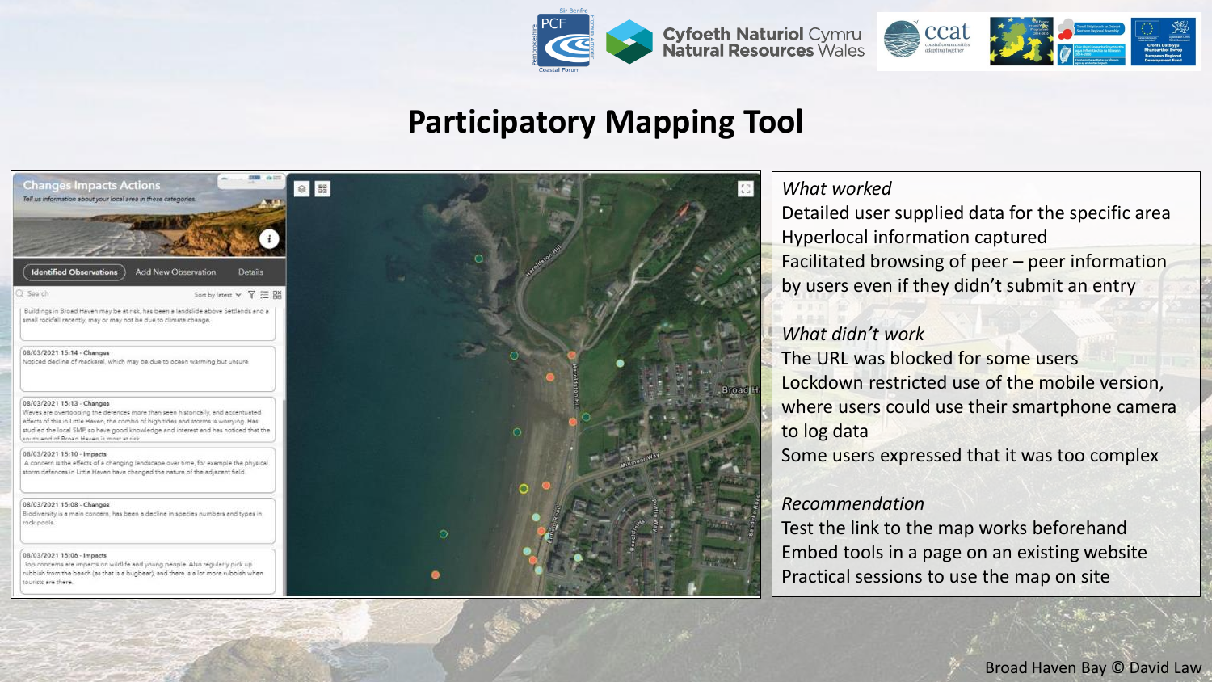# Participatory Mapping Tool

*What worked*

Detailed user supplied data for the specific area
Hyperlocal information captured
Facilitated browsing of peer – peer information by users even if they didn't submit an entry

*What didn't work*

The URL was blocked for some users
Lockdown restricted use of the mobile version, where users could use their smartphone camera to log data
Some users expressed that it was too complex

*Recommendation*

Test the link to the map works beforehand
Embed tools in a page on an existing website
Practical sessions to use the map on site

Broad Haven Bay © David Law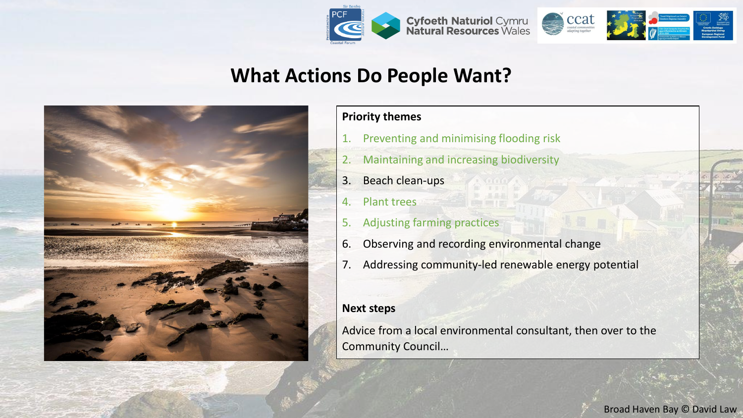# What Actions Do People Want?

**Priority themes**

1. Preventing and minimising flooding risk
2. Maintaining and increasing biodiversity
3. Beach clean-ups
4. Plant trees
5. Adjusting farming practices
6. Observing and recording environmental change
7. Addressing community-led renewable energy potential

**Next steps**

Advice from a local environmental consultant, then over to the Community Council…

Broad Haven Bay © David Law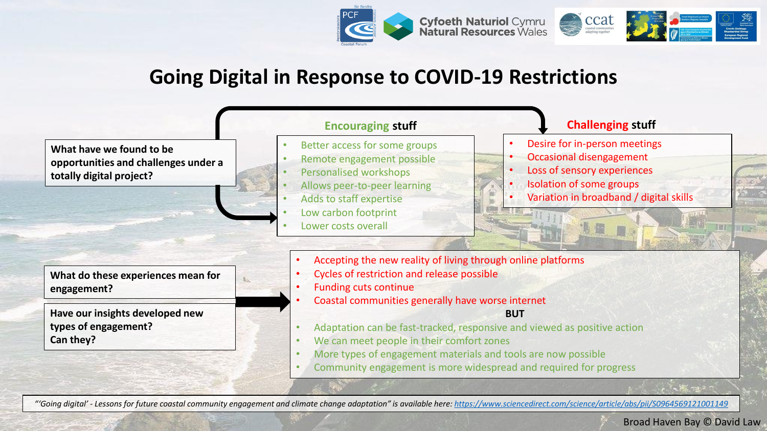# Going Digital in Response to COVID-19 Restrictions

**What have we found to be opportunities and challenges under a totally digital project?**

### Encouraging stuff

- Better access for some groups
- Remote engagement possible
- Personalised workshops
- Allows peer-to-peer learning
- Adds to staff expertise
- Low carbon footprint
- Lower costs overall

### Challenging stuff

- Desire for in-person meetings
- Occasional disengagement
- Loss of sensory experiences
- Isolation of some groups
- Variation in broadband / digital skills

**What do these experiences mean for engagement?**

**Have our insights developed new types of engagement? Can they?**

- Accepting the new reality of living through online platforms
- Cycles of restriction and release possible
- Funding cuts continue
- Coastal communities generally have worse internet

**BUT**

- Adaptation can be fast-tracked, responsive and viewed as positive action
- We can meet people in their comfort zones
- More types of engagement materials and tools are now possible
- Community engagement is more widespread and required for progress

*"'Going digital' - Lessons for future coastal community engagement and climate change adaptation" is available here:* https://www.sciencedirect.com/science/article/abs/pii/S0964569121001149

Broad Haven Bay © David Law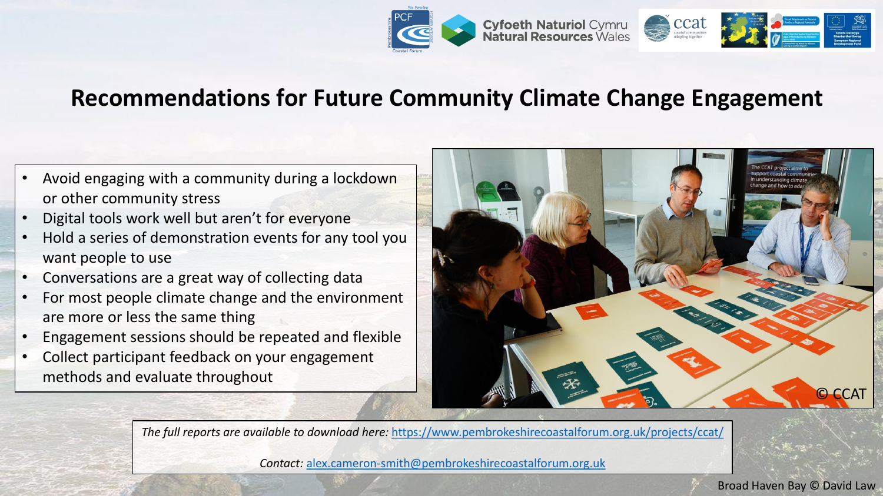# Recommendations for Future Community Climate Change Engagement

- Avoid engaging with a community during a lockdown or other community stress
- Digital tools work well but aren't for everyone
- Hold a series of demonstration events for any tool you want people to use
- Conversations are a great way of collecting data
- For most people climate change and the environment are more or less the same thing
- Engagement sessions should be repeated and flexible
- Collect participant feedback on your engagement methods and evaluate throughout

© CCAT

*The full reports are available to download here:* https://www.pembrokeshirecoastalforum.org.uk/projects/ccat/

*Contact:* alex.cameron-smith@pembrokeshirecoastalforum.org.uk

Broad Haven Bay © David Law